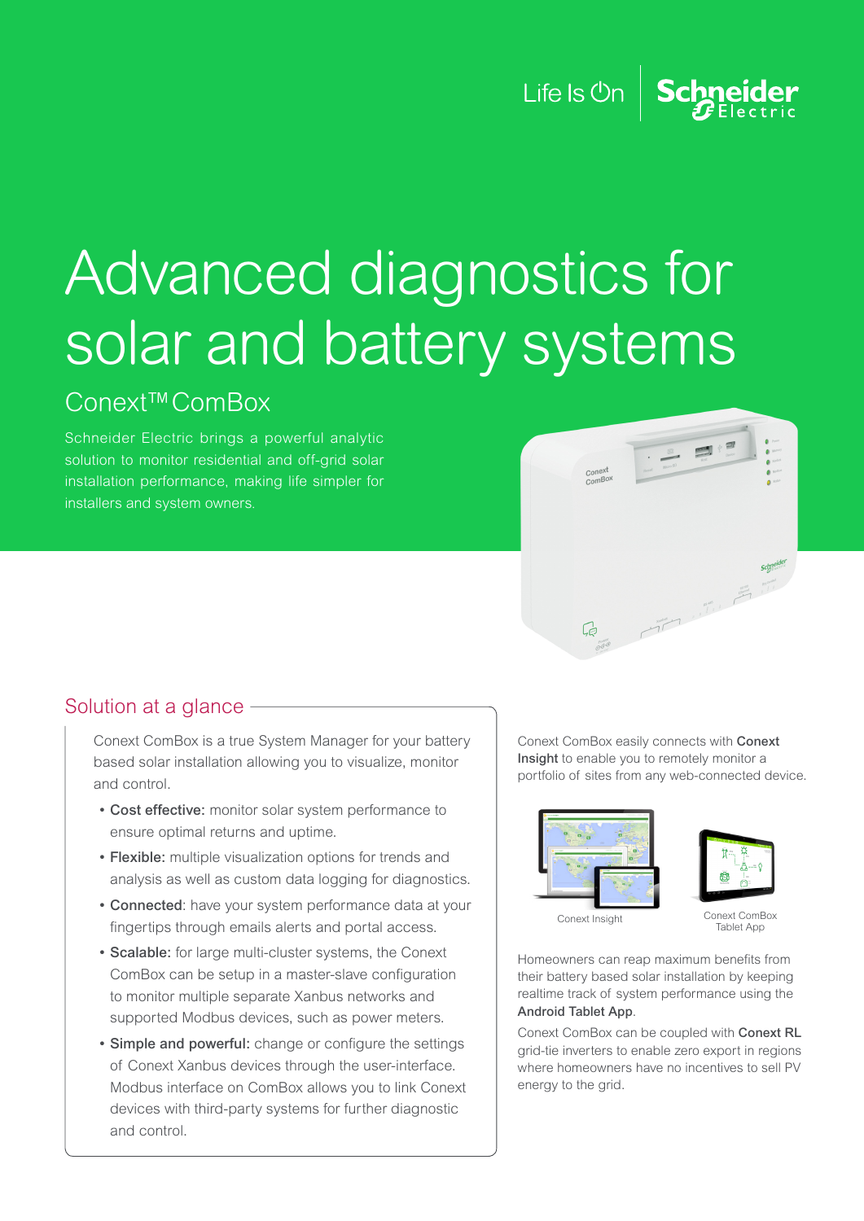Life Is On | Schneider Electric

# Advanced diagnostics for solar and battery systems

## Conext™ ComBox

Schneider Electric brings a powerful analytic solution to monitor residential and off-grid solar installation performance, making life simpler for installers and system owners.

## Solution at a glance

Conext ComBox is a true System Manager for your battery based solar installation allowing you to visualize, monitor and control.

- **Cost effective:** monitor solar system performance to ensure optimal returns and uptime.
- **Flexible:** multiple visualization options for trends and analysis as well as custom data logging for diagnostics.
- **Connected**: have your system performance data at your fingertips through emails alerts and portal access.
- **Scalable:** for large multi-cluster systems, the Conext ComBox can be setup in a master-slave configuration to monitor multiple separate Xanbus networks and supported Modbus devices, such as power meters.
- **Simple and powerful:** change or configure the settings of Conext Xanbus devices through the user-interface. Modbus interface on ComBox allows you to link Conext devices with third-party systems for further diagnostic and control.

Conext ComBox easily connects with **Conext Insight** to enable you to remotely monitor a portfolio of sites from any web-connected device.

Conext Insight

Conext ComBox Tablet App

Homeowners can reap maximum benefits from their battery based solar installation by keeping realtime track of system performance using the **Android Tablet App**.

Conext ComBox can be coupled with **Conext RL** grid-tie inverters to enable zero export in regions where homeowners have no incentives to sell PV energy to the grid.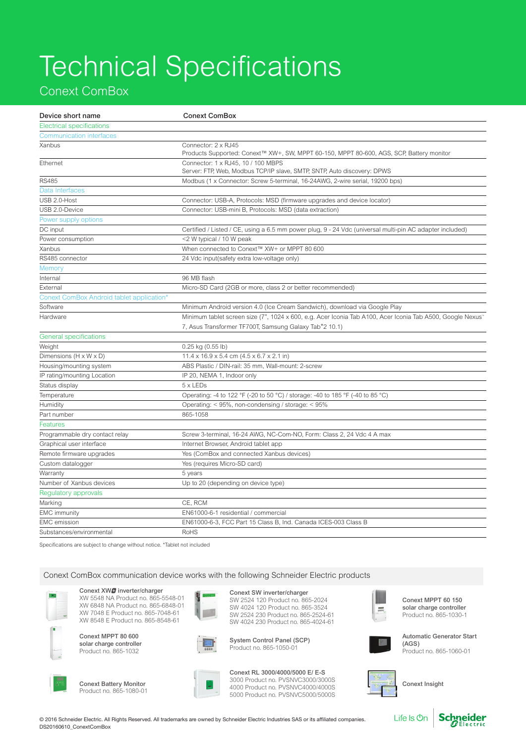# Technical Specifications

## Conext ComBox

| Device short name | Conext ComBox |
|---|---|
| Electrical specifications | |
| Communication interfaces | |
| Xanbus | Connector: 2 x RJ45<br>Products Supported: Conext™ XW+, SW, MPPT 60-150, MPPT 80-600, AGS, SCP, Battery monitor |
| Ethernet | Connector: 1 x RJ45, 10 / 100 MBPS<br>Server: FTP, Web, Modbus TCP/IP slave, SMTP, SNTP, Auto discovery: DPWS |
| RS485 | Modbus (1 x Connector: Screw 5-terminal, 16-24AWG, 2-wire serial, 19200 bps) |
| Data Interfaces | |
| USB 2.0-Host | Connector: USB-A, Protocols: MSD (firmware upgrades and device locator) |
| USB 2.0-Device | Connector: USB-mini B, Protocols: MSD (data extraction) |
| Power supply options | |
| DC input | Certified / Listed / CE, using a 6.5 mm power plug, 9 - 24 Vdc (universal multi-pin AC adapter included) |
| Power consumption | <2 W typical / 10 W peak |
| Xanbus | When connected to Conext™ XW+ or MPPT 80 600 |
| RS485 connector | 24 Vdc input(safety extra low-voltage only) |
| Memory | |
| Internal | 96 MB flash |
| External | Micro-SD Card (2GB or more, class 2 or better recommended) |
| Conext ComBox Android tablet application* | |
| Software | Minimum Android version 4.0 (Ice Cream Sandwich), download via Google Play |
| Hardware | Minimum tablet screen size (7", 1024 x 600, e.g. Acer Iconia Tab A100, Acer Iconia Tab A500, Google Nexus 7, Asus Transformer TF700T, Samsung Galaxy Tab*2 10.1) |
| General specifications | |
| Weight | 0.25 kg (0.55 lb) |
| Dimensions (H x W x D) | 11.4 x 16.9 x 5.4 cm (4.5 x 6.7 x 2.1 in) |
| Housing/mounting system | ABS Plastic / DIN-rail: 35 mm, Wall-mount: 2-screw |
| IP rating/mounting Location | IP 20, NEMA 1, Indoor only |
| Status display | 5 x LEDs |
| Temperature | Operating: -4 to 122 °F (-20 to 50 °C) / storage: -40 to 185 °F (-40 to 85 °C) |
| Humidity | Operating: < 95%, non-condensing / storage: < 95% |
| Part number | 865-1058 |
| Features | |
| Programmable dry contact relay | Screw 3-terminal, 16-24 AWG, NC-Com-NO, Form: Class 2, 24 Vdc 4 A max |
| Graphical user interface | Internet Browser, Android tablet app |
| Remote firmware upgrades | Yes (ComBox and connected Xanbus devices) |
| Custom datalogger | Yes (requires Micro-SD card) |
| Warranty | 5 years |
| Number of Xanbus devices | Up to 20 (depending on device type) |
| Regulatory approvals | |
| Marking | CE, RCM |
| EMC immunity | EN61000-6-1 residential / commercial |
| EMC emission | EN61000-6-3, FCC Part 15 Class B, Ind. Canada ICES-003 Class B |
| Substances/environmental | RoHS |

Specifications are subject to change without notice. *Tablet not included

### Conext ComBox communication device works with the following Schneider Electric products

**Conext XW+ inverter/charger**
XW 5548 NA Product no. 865-5548-01
XW 6848 NA Product no. 865-6848-01
XW 7048 E Product no. 865-7048-61
XW 8548 E Product no. 865-8548-61

**Conext SW inverter/charger**
SW 2524 120 Product no. 865-2024
SW 4024 120 Product no. 865-3524
SW 2524 230 Product no. 865-2524-61
SW 4024 230 Product no. 865-4024-61

**Conext MPPT 60 150 solar charge controller**
Product no. 865-1030-1

**Conext MPPT 80 600 solar charge controller**
Product no. 865-1032

**System Control Panel (SCP)**
Product no. 865-1050-01

**Automatic Generator Start (AGS)**
Product no. 865-1060-01

**Conext Battery Monitor**
Product no. 865-1080-01

**Conext RL 3000/4000/5000 E/ E-S**
3000 Product no. PVSNVC3000/3000S
4000 Product no. PVSNVC4000/4000S
5000 Product no. PVSNVC5000/5000S

**Conext Insight**

© 2016 Schneider Electric. All Rights Reserved. All trademarks are owned by Schneider Electric Industries SAS or its affiliated companies.
DS20160610_ConextComBox

Life Is On Schneider Electric